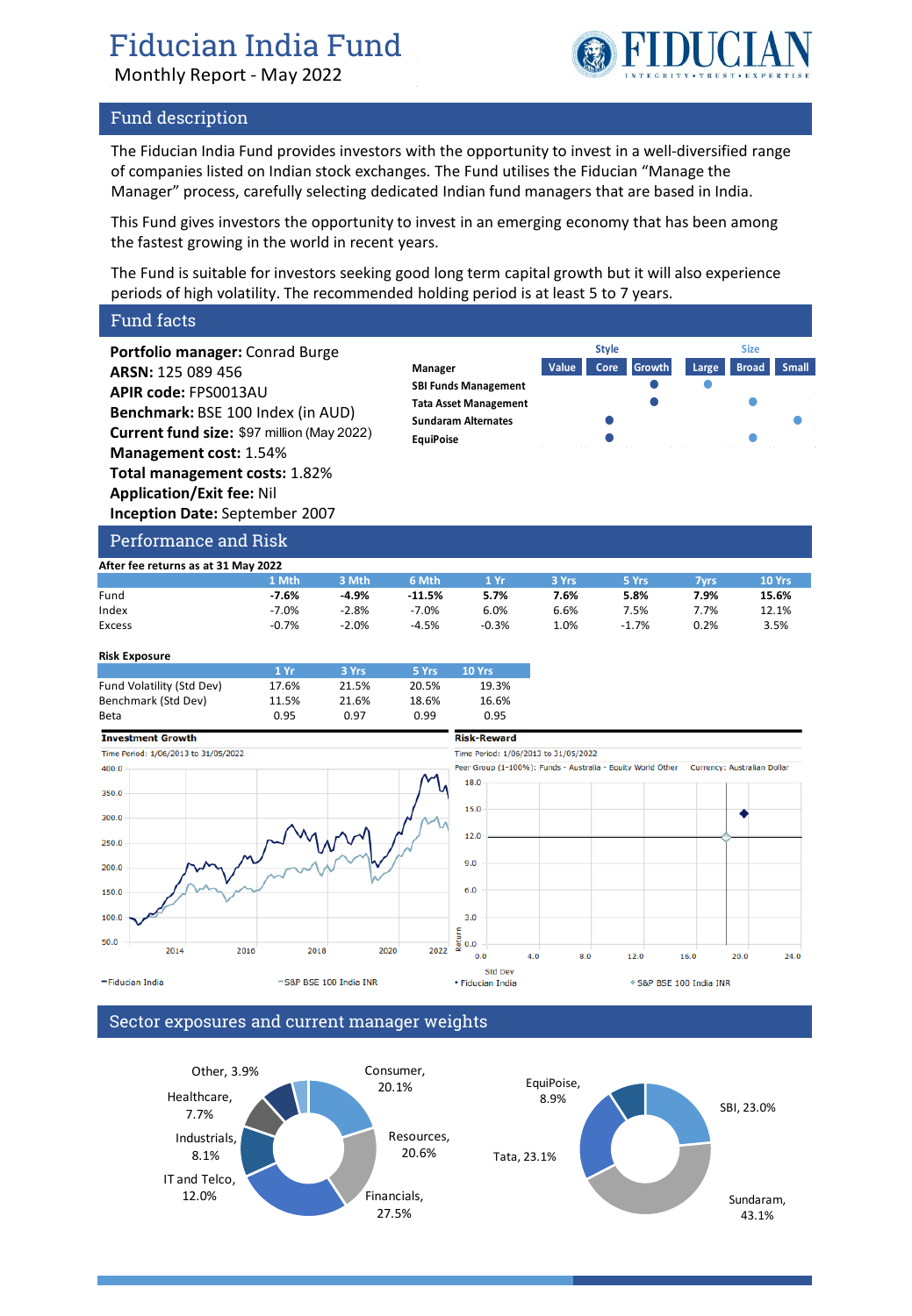# Fiducian India Fund

Monthly Report - May 2022

## Fund description

The Fiducian India Fund provides investors with the opportunity to invest in a well-diversified range of companies listed on Indian stock exchanges. The Fund utilises the Fiducian "Manage the Manager" process, carefully selecting dedicated Indian fund managers that are based in India.

This Fund gives investors the opportunity to invest in an emerging economy that has been among the fastest growing in the world in recent years.

The Fund is suitable for investors seeking good long term capital growth but it will also experience periods of high volatility. The recommended holding period is at least 5 to 7 years.

## Fund facts

**Portfolio manager:** Conrad Burge
**ARSN:** 125 089 456
**APIR code:** FPS0013AU
**Benchmark:** BSE 100 Index (in AUD)
**Current fund size:** $97 million (May 2022)
**Management cost:** 1.54%
**Total management costs:** 1.82%
**Application/Exit fee:** Nil
**Inception Date:** September 2007

| Manager | Style: Value | Style: Core | Style: Growth | Size: Large | Size: Broad | Size: Small |
|---|---|---|---|---|---|---|
| SBI Funds Management | | | ● | ● | | |
| Tata Asset Management | | | ● | | ● | |
| Sundaram Alternates | | ● | | | | ● |
| EquiPoise | | ● | | | ● | |

## Performance and Risk

**After fee returns as at 31 May 2022**

| | 1 Mth | 3 Mth | 6 Mth | 1 Yr | 3 Yrs | 5 Yrs | 7yrs | 10 Yrs |
|---|---|---|---|---|---|---|---|---|
| Fund | **-7.6%** | **-4.9%** | **-11.5%** | **5.7%** | **7.6%** | **5.8%** | **7.9%** | **15.6%** |
| Index | -7.0% | -2.8% | -7.0% | 6.0% | 6.6% | 7.5% | 7.7% | 12.1% |
| Excess | -0.7% | -2.0% | -4.5% | -0.3% | 1.0% | -1.7% | 0.2% | 3.5% |

**Risk Exposure**

| | 1 Yr | 3 Yrs | 5 Yrs | 10 Yrs |
|---|---|---|---|---|
| Fund Volatility (Std Dev) | 17.6% | 21.5% | 20.5% | 19.3% |
| Benchmark (Std Dev) | 11.5% | 21.6% | 18.6% | 16.6% |
| Beta | 0.95 | 0.97 | 0.99 | 0.95 |

**Investment Growth**

Time Period: 1/06/2013 to 31/05/2022

Legend: Fiducian India; S&P BSE 100 India INR

**Risk-Reward**

Time Period: 1/06/2013 to 31/05/2022

Peer Group (1-100%): Funds - Australia - Equity World Other    Currency: Australian Dollar

Legend: Fiducian India; S&P BSE 100 India INR

## Sector exposures and current manager weights

**Sector exposures:** Consumer, 20.1%; Resources, 20.6%; Financials, 27.5%; IT and Telco, 12.0%; Industrials, 8.1%; Healthcare, 7.7%; Other, 3.9%

**Manager weights:** SBI, 23.0%; Sundaram, 43.1%; Tata, 23.1%; EquiPoise, 8.9%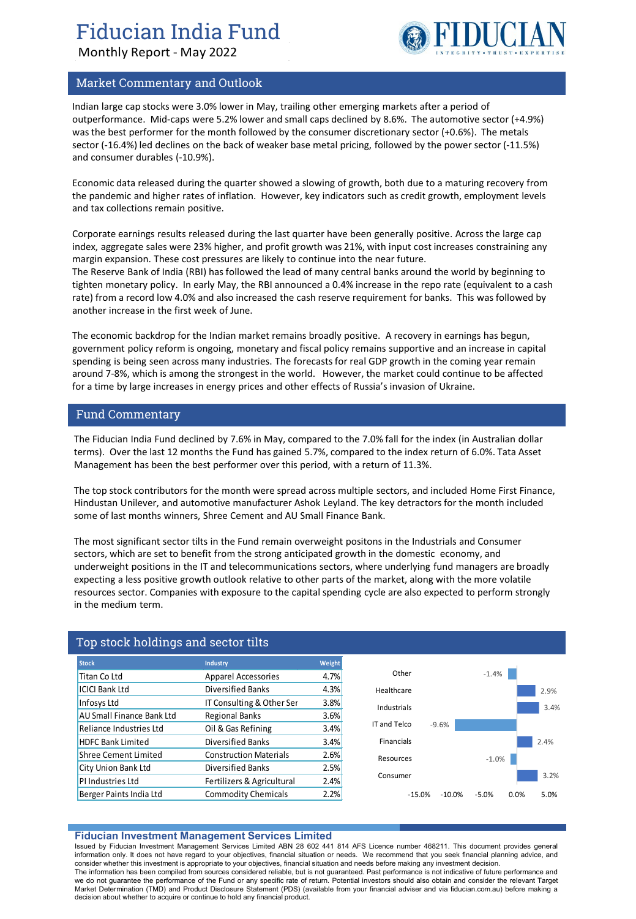# Fiducian India Fund

Monthly Report - May 2022

## Market Commentary and Outlook

Indian large cap stocks were 3.0% lower in May, trailing other emerging markets after a period of outperformance. Mid-caps were 5.2% lower and small caps declined by 8.6%. The automotive sector (+4.9%) was the best performer for the month followed by the consumer discretionary sector (+0.6%). The metals sector (-16.4%) led declines on the back of weaker base metal pricing, followed by the power sector (-11.5%) and consumer durables (-10.9%).

Economic data released during the quarter showed a slowing of growth, both due to a maturing recovery from the pandemic and higher rates of inflation. However, key indicators such as credit growth, employment levels and tax collections remain positive.

Corporate earnings results released during the last quarter have been generally positive. Across the large cap index, aggregate sales were 23% higher, and profit growth was 21%, with input cost increases constraining any margin expansion. These cost pressures are likely to continue into the near future.
The Reserve Bank of India (RBI) has followed the lead of many central banks around the world by beginning to tighten monetary policy. In early May, the RBI announced a 0.4% increase in the repo rate (equivalent to a cash rate) from a record low 4.0% and also increased the cash reserve requirement for banks. This was followed by another increase in the first week of June.

The economic backdrop for the Indian market remains broadly positive. A recovery in earnings has begun, government policy reform is ongoing, monetary and fiscal policy remains supportive and an increase in capital spending is being seen across many industries. The forecasts for real GDP growth in the coming year remain around 7-8%, which is among the strongest in the world. However, the market could continue to be affected for a time by large increases in energy prices and other effects of Russia's invasion of Ukraine.

## Fund Commentary

The Fiducian India Fund declined by 7.6% in May, compared to the 7.0% fall for the index (in Australian dollar terms). Over the last 12 months the Fund has gained 5.7%, compared to the index return of 6.0%. Tata Asset Management has been the best performer over this period, with a return of 11.3%.

The top stock contributors for the month were spread across multiple sectors, and included Home First Finance, Hindustan Unilever, and automotive manufacturer Ashok Leyland. The key detractors for the month included some of last months winners, Shree Cement and AU Small Finance Bank.

The most significant sector tilts in the Fund remain overweight positons in the Industrials and Consumer sectors, which are set to benefit from the strong anticipated growth in the domestic economy, and underweight positions in the IT and telecommunications sectors, where underlying fund managers are broadly expecting a less positive growth outlook relative to other parts of the market, along with the more volatile resources sector. Companies with exposure to the capital spending cycle are also expected to perform strongly in the medium term.

## Top stock holdings and sector tilts

| Stock | Industry | Weight |
|---|---|---|
| Titan Co Ltd | Apparel Accessories | 4.7% |
| ICICI Bank Ltd | Diversified Banks | 4.3% |
| Infosys Ltd | IT Consulting & Other Ser | 3.8% |
| AU Small Finance Bank Ltd | Regional Banks | 3.6% |
| Reliance Industries Ltd | Oil & Gas Refining | 3.4% |
| HDFC Bank Limited | Diversified Banks | 3.4% |
| Shree Cement Limited | Construction Materials | 2.6% |
| City Union Bank Ltd | Diversified Banks | 2.5% |
| PI Industries Ltd | Fertilizers & Agricultural | 2.4% |
| Berger Paints India Ltd | Commodity Chemicals | 2.2% |

Other -1.4%
Healthcare 2.9%
Industrials 3.4%
IT and Telco -9.6%
Financials 2.4%
Resources -1.0%
Consumer 3.2%
-15.0% -10.0% -5.0% 0.0% 5.0%

**Fiducian Investment Management Services Limited**

Issued by Fiducian Investment Management Services Limited ABN 28 602 441 814 AFS Licence number 468211. This document provides general information only. It does not have regard to your objectives, financial situation or needs. We recommend that you seek financial planning advice, and consider whether this investment is appropriate to your objectives, financial situation and needs before making any investment decision.
The information has been compiled from sources considered reliable, but is not guaranteed. Past performance is not indicative of future performance and we do not guarantee the performance of the Fund or any specific rate of return. Potential investors should also obtain and consider the relevant Target Market Determination (TMD) and Product Disclosure Statement (PDS) (available from your financial adviser and via fiducian.com.au) before making a decision about whether to acquire or continue to hold any financial product.